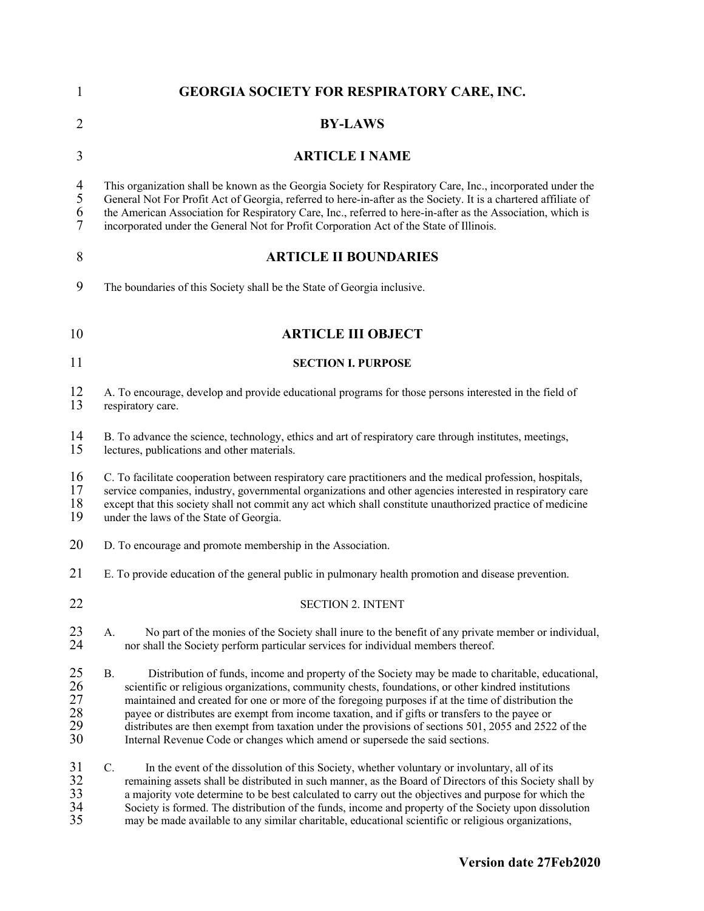# GEORGIA SOCIETY FOR RESPIRATORY CARE, INC.

## BY-LAWS

## ARTICLE I NAME

This organization shall be known as the Georgia Society for Respiratory Care, Inc., incorporated under the General Not For Profit Act of Georgia, referred to here-in-after as the Society. It is a chartered affiliate of the American Association for Respiratory Care, Inc., referred to here-in-after as the Association, which is incorporated under the General Not for Profit Corporation Act of the State of Illinois.

## ARTICLE II BOUNDARIES

The boundaries of this Society shall be the State of Georgia inclusive.

## ARTICLE III OBJECT

### SECTION I. PURPOSE

A. To encourage, develop and provide educational programs for those persons interested in the field of respiratory care.

B. To advance the science, technology, ethics and art of respiratory care through institutes, meetings, lectures, publications and other materials.

C. To facilitate cooperation between respiratory care practitioners and the medical profession, hospitals, service companies, industry, governmental organizations and other agencies interested in respiratory care except that this society shall not commit any act which shall constitute unauthorized practice of medicine under the laws of the State of Georgia.

D. To encourage and promote membership in the Association.

E. To provide education of the general public in pulmonary health promotion and disease prevention.

### SECTION 2. INTENT

A. No part of the monies of the Society shall inure to the benefit of any private member or individual, nor shall the Society perform particular services for individual members thereof.

B. Distribution of funds, income and property of the Society may be made to charitable, educational, scientific or religious organizations, community chests, foundations, or other kindred institutions maintained and created for one or more of the foregoing purposes if at the time of distribution the payee or distributes are exempt from income taxation, and if gifts or transfers to the payee or distributes are then exempt from taxation under the provisions of sections 501, 2055 and 2522 of the Internal Revenue Code or changes which amend or supersede the said sections.

C. In the event of the dissolution of this Society, whether voluntary or involuntary, all of its remaining assets shall be distributed in such manner, as the Board of Directors of this Society shall by a majority vote determine to be best calculated to carry out the objectives and purpose for which the Society is formed. The distribution of the funds, income and property of the Society upon dissolution may be made available to any similar charitable, educational scientific or religious organizations,

**Version date 27Feb2020**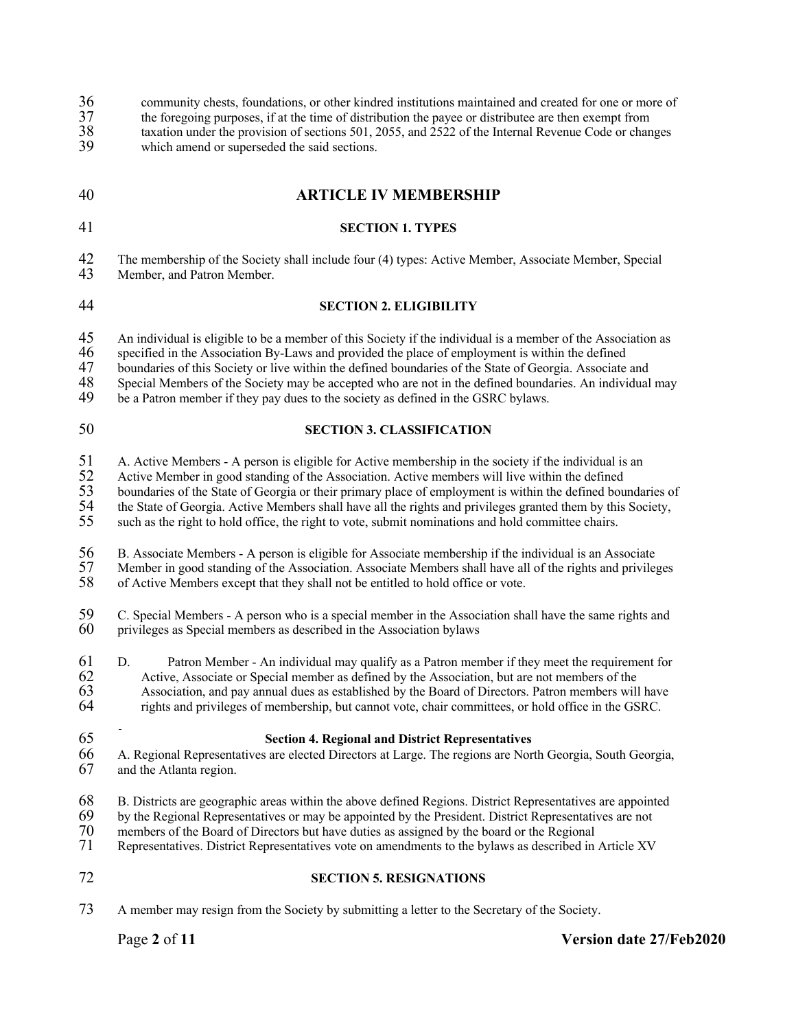community chests, foundations, or other kindred institutions maintained and created for one or more of the foregoing purposes, if at the time of distribution the payee or distributee are then exempt from taxation under the provision of sections 501, 2055, and 2522 of the Internal Revenue Code or changes which amend or superseded the said sections.

## ARTICLE IV MEMBERSHIP

### SECTION 1. TYPES

The membership of the Society shall include four (4) types: Active Member, Associate Member, Special Member, and Patron Member.

### SECTION 2. ELIGIBILITY

An individual is eligible to be a member of this Society if the individual is a member of the Association as specified in the Association By-Laws and provided the place of employment is within the defined boundaries of this Society or live within the defined boundaries of the State of Georgia. Associate and Special Members of the Society may be accepted who are not in the defined boundaries. An individual may be a Patron member if they pay dues to the society as defined in the GSRC bylaws.

### SECTION 3. CLASSIFICATION

A. Active Members - A person is eligible for Active membership in the society if the individual is an Active Member in good standing of the Association. Active members will live within the defined boundaries of the State of Georgia or their primary place of employment is within the defined boundaries of the State of Georgia. Active Members shall have all the rights and privileges granted them by this Society, such as the right to hold office, the right to vote, submit nominations and hold committee chairs.

B. Associate Members - A person is eligible for Associate membership if the individual is an Associate Member in good standing of the Association. Associate Members shall have all of the rights and privileges of Active Members except that they shall not be entitled to hold office or vote.

C. Special Members - A person who is a special member in the Association shall have the same rights and privileges as Special members as described in the Association bylaws

D. Patron Member - An individual may qualify as a Patron member if they meet the requirement for Active, Associate or Special member as defined by the Association, but are not members of the Association, and pay annual dues as established by the Board of Directors. Patron members will have rights and privileges of membership, but cannot vote, chair committees, or hold office in the GSRC.

### Section 4. Regional and District Representatives

A. Regional Representatives are elected Directors at Large. The regions are North Georgia, South Georgia, and the Atlanta region.

B. Districts are geographic areas within the above defined Regions. District Representatives are appointed by the Regional Representatives or may be appointed by the President. District Representatives are not members of the Board of Directors but have duties as assigned by the board or the Regional Representatives. District Representatives vote on amendments to the bylaws as described in Article XV

### SECTION 5. RESIGNATIONS

A member may resign from the Society by submitting a letter to the Secretary of the Society.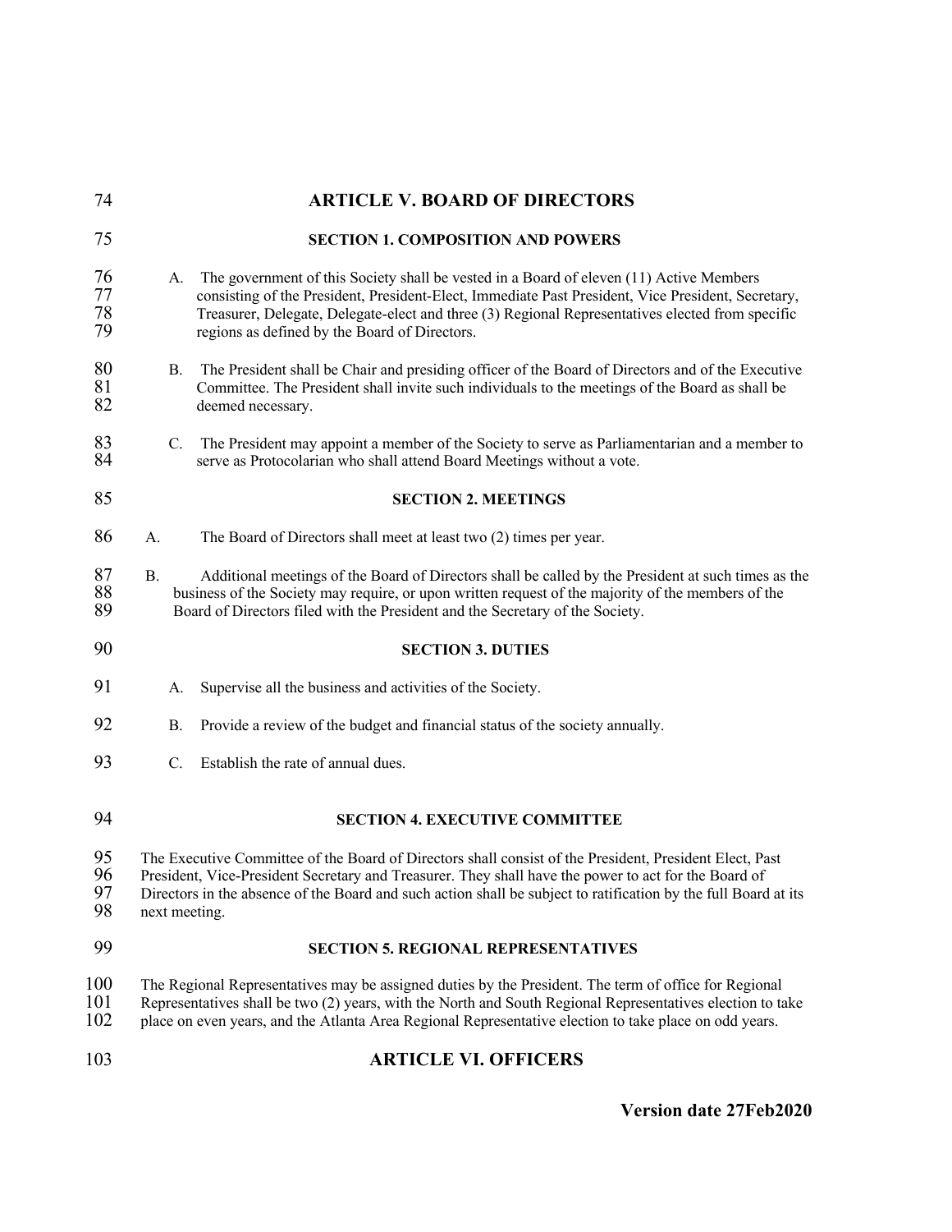# ARTICLE V. BOARD OF DIRECTORS

### SECTION 1. COMPOSITION AND POWERS

A. The government of this Society shall be vested in a Board of eleven (11) Active Members consisting of the President, President-Elect, Immediate Past President, Vice President, Secretary, Treasurer, Delegate, Delegate-elect and three (3) Regional Representatives elected from specific regions as defined by the Board of Directors.

B. The President shall be Chair and presiding officer of the Board of Directors and of the Executive Committee. The President shall invite such individuals to the meetings of the Board as shall be deemed necessary.

C. The President may appoint a member of the Society to serve as Parliamentarian and a member to serve as Protocolarian who shall attend Board Meetings without a vote.

### SECTION 2. MEETINGS

A. The Board of Directors shall meet at least two (2) times per year.

B. Additional meetings of the Board of Directors shall be called by the President at such times as the business of the Society may require, or upon written request of the majority of the members of the Board of Directors filed with the President and the Secretary of the Society.

### SECTION 3. DUTIES

A. Supervise all the business and activities of the Society.

B. Provide a review of the budget and financial status of the society annually.

C. Establish the rate of annual dues.

### SECTION 4. EXECUTIVE COMMITTEE

The Executive Committee of the Board of Directors shall consist of the President, President Elect, Past President, Vice-President Secretary and Treasurer. They shall have the power to act for the Board of Directors in the absence of the Board and such action shall be subject to ratification by the full Board at its next meeting.

### SECTION 5. REGIONAL REPRESENTATIVES

The Regional Representatives may be assigned duties by the President. The term of office for Regional Representatives shall be two (2) years, with the North and South Regional Representatives election to take place on even years, and the Atlanta Area Regional Representative election to take place on odd years.

# ARTICLE VI. OFFICERS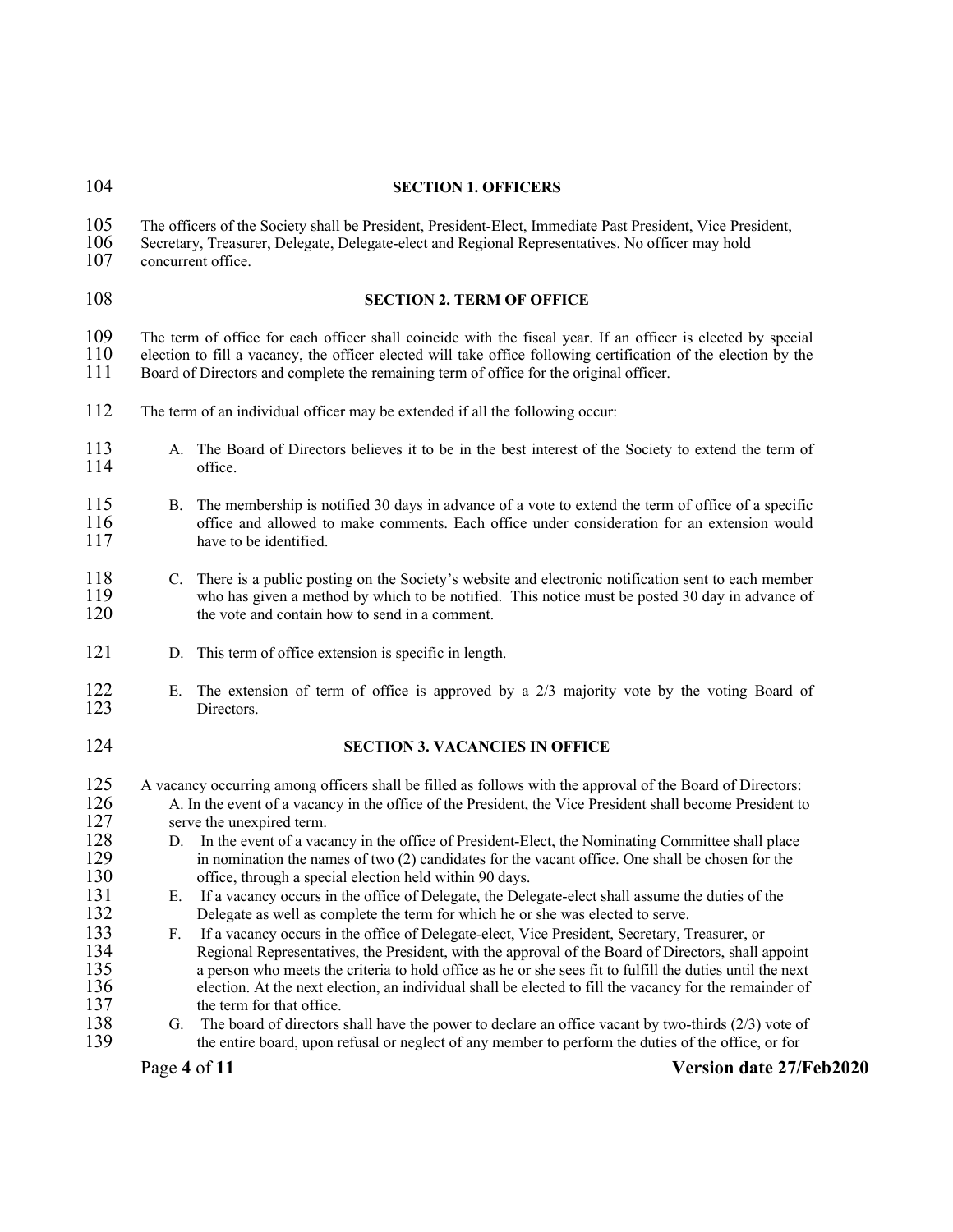## SECTION 1. OFFICERS

The officers of the Society shall be President, President-Elect, Immediate Past President, Vice President, Secretary, Treasurer, Delegate, Delegate-elect and Regional Representatives. No officer may hold concurrent office.

## SECTION 2. TERM OF OFFICE

The term of office for each officer shall coincide with the fiscal year. If an officer is elected by special election to fill a vacancy, the officer elected will take office following certification of the election by the Board of Directors and complete the remaining term of office for the original officer.

The term of an individual officer may be extended if all the following occur:

A. The Board of Directors believes it to be in the best interest of the Society to extend the term of office.

B. The membership is notified 30 days in advance of a vote to extend the term of office of a specific office and allowed to make comments. Each office under consideration for an extension would have to be identified.

C. There is a public posting on the Society's website and electronic notification sent to each member who has given a method by which to be notified. This notice must be posted 30 day in advance of the vote and contain how to send in a comment.

D. This term of office extension is specific in length.

E. The extension of term of office is approved by a 2/3 majority vote by the voting Board of Directors.

## SECTION 3. VACANCIES IN OFFICE

A vacancy occurring among officers shall be filled as follows with the approval of the Board of Directors:

A. In the event of a vacancy in the office of the President, the Vice President shall become President to serve the unexpired term.

D. In the event of a vacancy in the office of President-Elect, the Nominating Committee shall place in nomination the names of two (2) candidates for the vacant office. One shall be chosen for the office, through a special election held within 90 days.

E. If a vacancy occurs in the office of Delegate, the Delegate-elect shall assume the duties of the Delegate as well as complete the term for which he or she was elected to serve.

F. If a vacancy occurs in the office of Delegate-elect, Vice President, Secretary, Treasurer, or Regional Representatives, the President, with the approval of the Board of Directors, shall appoint a person who meets the criteria to hold office as he or she sees fit to fulfill the duties until the next election. At the next election, an individual shall be elected to fill the vacancy for the remainder of the term for that office.

G. The board of directors shall have the power to declare an office vacant by two-thirds (2/3) vote of the entire board, upon refusal or neglect of any member to perform the duties of the office, or for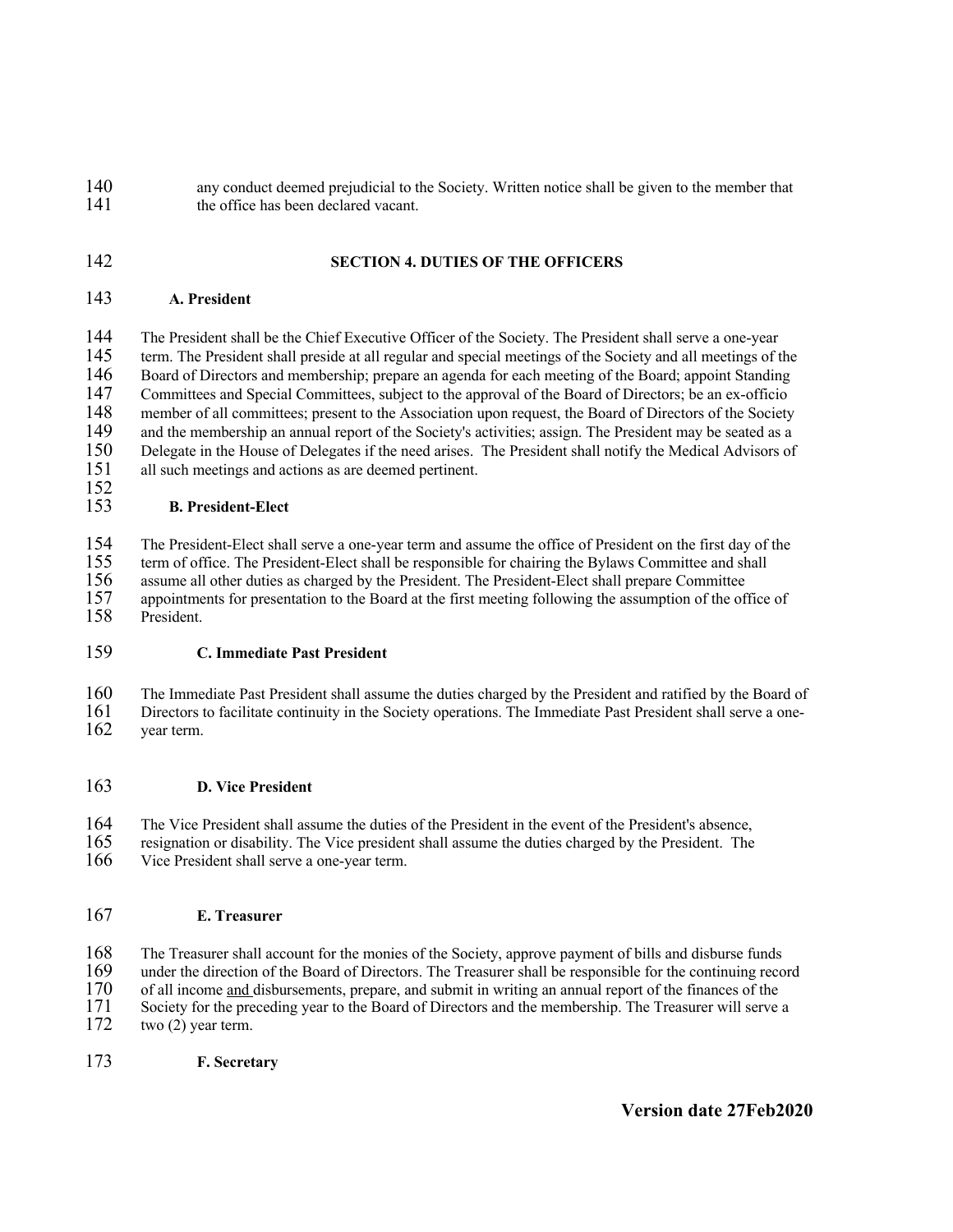any conduct deemed prejudicial to the Society. Written notice shall be given to the member that the office has been declared vacant.

## SECTION 4. DUTIES OF THE OFFICERS

### A. President

The President shall be the Chief Executive Officer of the Society. The President shall serve a one-year term. The President shall preside at all regular and special meetings of the Society and all meetings of the Board of Directors and membership; prepare an agenda for each meeting of the Board; appoint Standing Committees and Special Committees, subject to the approval of the Board of Directors; be an ex-officio member of all committees; present to the Association upon request, the Board of Directors of the Society and the membership an annual report of the Society's activities; assign. The President may be seated as a Delegate in the House of Delegates if the need arises. The President shall notify the Medical Advisors of all such meetings and actions as are deemed pertinent.

### B. President-Elect

The President-Elect shall serve a one-year term and assume the office of President on the first day of the term of office. The President-Elect shall be responsible for chairing the Bylaws Committee and shall assume all other duties as charged by the President. The President-Elect shall prepare Committee appointments for presentation to the Board at the first meeting following the assumption of the office of President.

### C. Immediate Past President

The Immediate Past President shall assume the duties charged by the President and ratified by the Board of Directors to facilitate continuity in the Society operations. The Immediate Past President shall serve a one-year term.

### D. Vice President

The Vice President shall assume the duties of the President in the event of the President's absence, resignation or disability. The Vice president shall assume the duties charged by the President. The Vice President shall serve a one-year term.

### E. Treasurer

The Treasurer shall account for the monies of the Society, approve payment of bills and disburse funds under the direction of the Board of Directors. The Treasurer shall be responsible for the continuing record of all income and disbursements, prepare, and submit in writing an annual report of the finances of the Society for the preceding year to the Board of Directors and the membership. The Treasurer will serve a two (2) year term.

### F. Secretary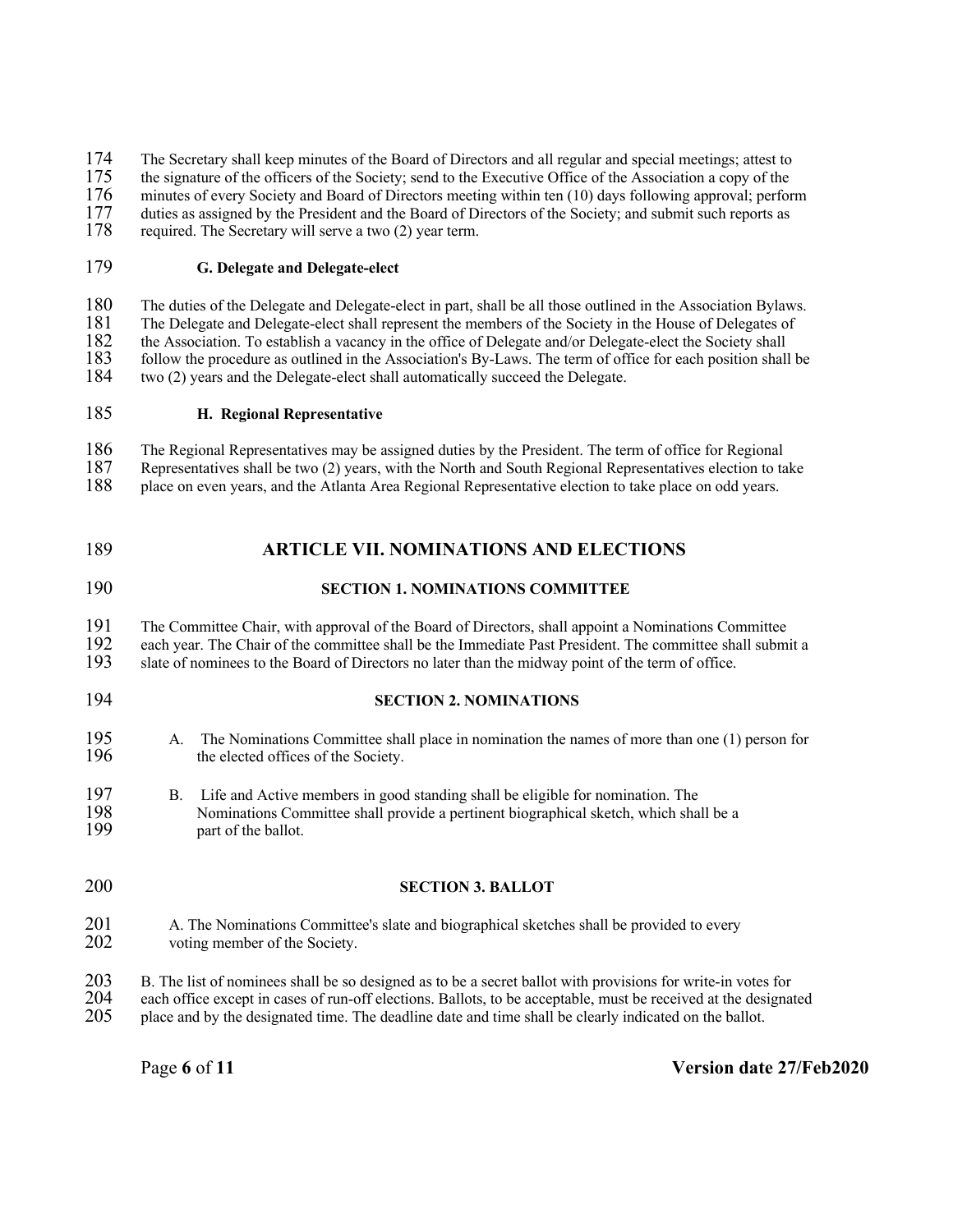The Secretary shall keep minutes of the Board of Directors and all regular and special meetings; attest to the signature of the officers of the Society; send to the Executive Office of the Association a copy of the minutes of every Society and Board of Directors meeting within ten (10) days following approval; perform duties as assigned by the President and the Board of Directors of the Society; and submit such reports as required. The Secretary will serve a two (2) year term.

#### G. Delegate and Delegate-elect

The duties of the Delegate and Delegate-elect in part, shall be all those outlined in the Association Bylaws. The Delegate and Delegate-elect shall represent the members of the Society in the House of Delegates of the Association. To establish a vacancy in the office of Delegate and/or Delegate-elect the Society shall follow the procedure as outlined in the Association's By-Laws. The term of office for each position shall be two (2) years and the Delegate-elect shall automatically succeed the Delegate.

#### H. Regional Representative

The Regional Representatives may be assigned duties by the President. The term of office for Regional Representatives shall be two (2) years, with the North and South Regional Representatives election to take place on even years, and the Atlanta Area Regional Representative election to take place on odd years.

## ARTICLE VII. NOMINATIONS AND ELECTIONS

### SECTION 1. NOMINATIONS COMMITTEE

The Committee Chair, with approval of the Board of Directors, shall appoint a Nominations Committee each year. The Chair of the committee shall be the Immediate Past President. The committee shall submit a slate of nominees to the Board of Directors no later than the midway point of the term of office.

### SECTION 2. NOMINATIONS

A. The Nominations Committee shall place in nomination the names of more than one (1) person for the elected offices of the Society.

B. Life and Active members in good standing shall be eligible for nomination. The Nominations Committee shall provide a pertinent biographical sketch, which shall be a part of the ballot.

### SECTION 3. BALLOT

A. The Nominations Committee's slate and biographical sketches shall be provided to every voting member of the Society.

B. The list of nominees shall be so designed as to be a secret ballot with provisions for write-in votes for each office except in cases of run-off elections. Ballots, to be acceptable, must be received at the designated place and by the designated time. The deadline date and time shall be clearly indicated on the ballot.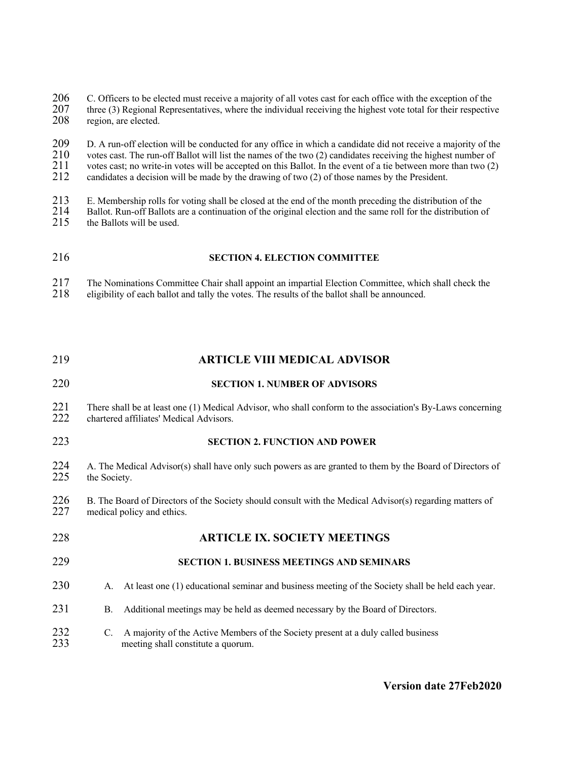C. Officers to be elected must receive a majority of all votes cast for each office with the exception of the three (3) Regional Representatives, where the individual receiving the highest vote total for their respective region, are elected.

D. A run-off election will be conducted for any office in which a candidate did not receive a majority of the votes cast. The run-off Ballot will list the names of the two (2) candidates receiving the highest number of votes cast; no write-in votes will be accepted on this Ballot. In the event of a tie between more than two (2) candidates a decision will be made by the drawing of two (2) of those names by the President.

E. Membership rolls for voting shall be closed at the end of the month preceding the distribution of the Ballot. Run-off Ballots are a continuation of the original election and the same roll for the distribution of the Ballots will be used.

### SECTION 4. ELECTION COMMITTEE

The Nominations Committee Chair shall appoint an impartial Election Committee, which shall check the eligibility of each ballot and tally the votes. The results of the ballot shall be announced.

## ARTICLE VIII MEDICAL ADVISOR

### SECTION 1. NUMBER OF ADVISORS

There shall be at least one (1) Medical Advisor, who shall conform to the association's By-Laws concerning chartered affiliates' Medical Advisors.

### SECTION 2. FUNCTION AND POWER

A. The Medical Advisor(s) shall have only such powers as are granted to them by the Board of Directors of the Society.

B. The Board of Directors of the Society should consult with the Medical Advisor(s) regarding matters of medical policy and ethics.

## ARTICLE IX. SOCIETY MEETINGS

### SECTION 1. BUSINESS MEETINGS AND SEMINARS

A. At least one (1) educational seminar and business meeting of the Society shall be held each year.

B. Additional meetings may be held as deemed necessary by the Board of Directors.

C. A majority of the Active Members of the Society present at a duly called business meeting shall constitute a quorum.

**Version date 27Feb2020**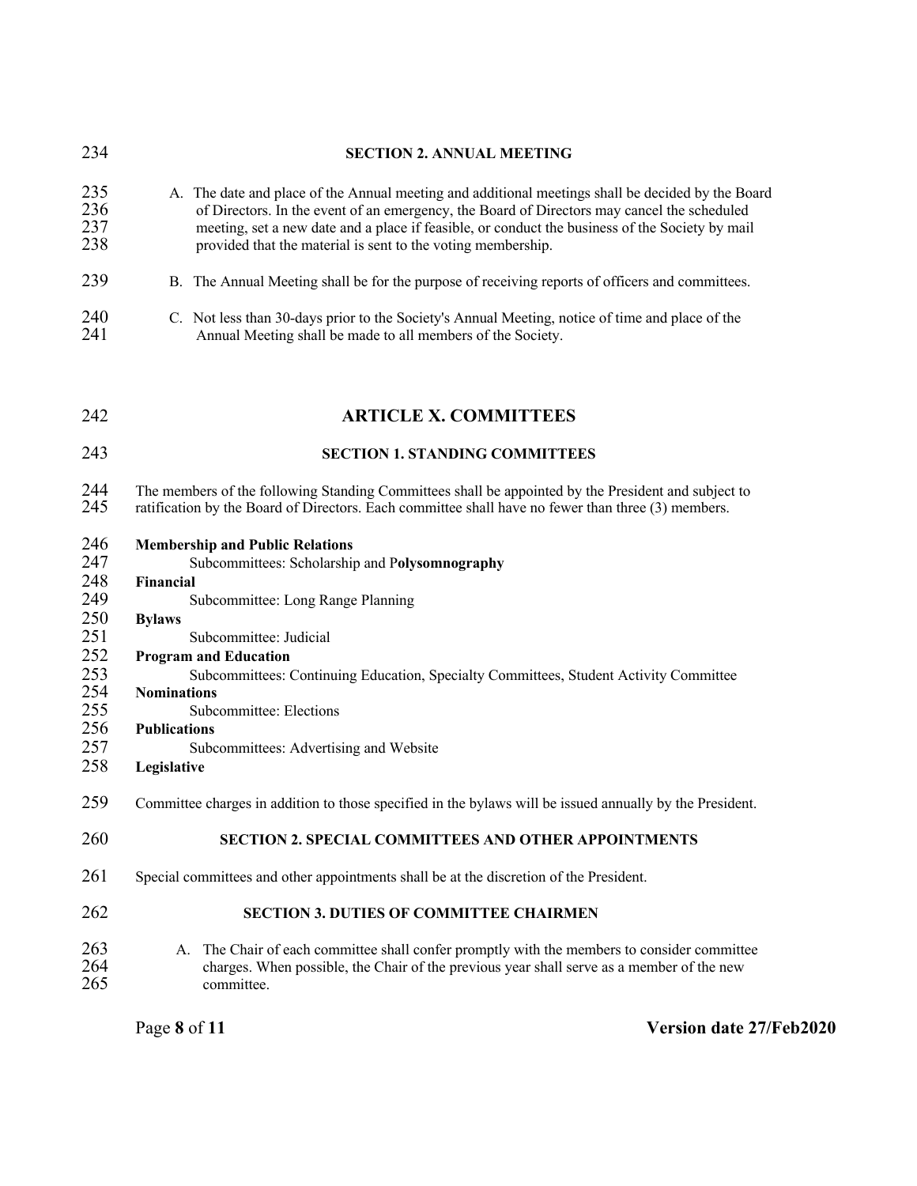### SECTION 2. ANNUAL MEETING

A. The date and place of the Annual meeting and additional meetings shall be decided by the Board of Directors. In the event of an emergency, the Board of Directors may cancel the scheduled meeting, set a new date and a place if feasible, or conduct the business of the Society by mail provided that the material is sent to the voting membership.

B. The Annual Meeting shall be for the purpose of receiving reports of officers and committees.

C. Not less than 30-days prior to the Society's Annual Meeting, notice of time and place of the Annual Meeting shall be made to all members of the Society.

## ARTICLE X. COMMITTEES

### SECTION 1. STANDING COMMITTEES

The members of the following Standing Committees shall be appointed by the President and subject to ratification by the Board of Directors. Each committee shall have no fewer than three (3) members.

**Membership and Public Relations**
- Subcommittees: Scholarship and P**olysomnography**

**Financial**
- Subcommittee: Long Range Planning

**Bylaws**
- Subcommittee: Judicial

**Program and Education**
- Subcommittees: Continuing Education, Specialty Committees, Student Activity Committee

**Nominations**
- Subcommittee: Elections

**Publications**
- Subcommittees: Advertising and Website

**Legislative**

Committee charges in addition to those specified in the bylaws will be issued annually by the President.

### SECTION 2. SPECIAL COMMITTEES AND OTHER APPOINTMENTS

Special committees and other appointments shall be at the discretion of the President.

### SECTION 3. DUTIES OF COMMITTEE CHAIRMEN

A. The Chair of each committee shall confer promptly with the members to consider committee charges. When possible, the Chair of the previous year shall serve as a member of the new committee.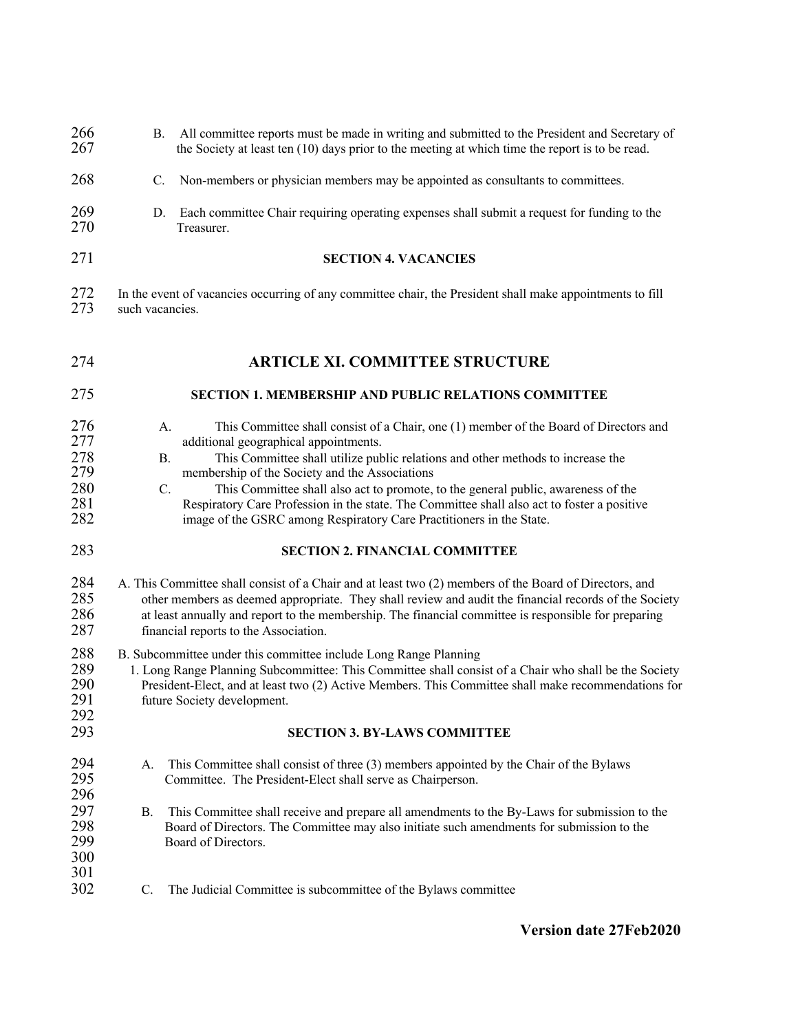B. All committee reports must be made in writing and submitted to the President and Secretary of the Society at least ten (10) days prior to the meeting at which time the report is to be read.

C. Non-members or physician members may be appointed as consultants to committees.

D. Each committee Chair requiring operating expenses shall submit a request for funding to the Treasurer.

### SECTION 4. VACANCIES

In the event of vacancies occurring of any committee chair, the President shall make appointments to fill such vacancies.

## ARTICLE XI. COMMITTEE STRUCTURE

### SECTION 1. MEMBERSHIP AND PUBLIC RELATIONS COMMITTEE

A. This Committee shall consist of a Chair, one (1) member of the Board of Directors and additional geographical appointments.

B. This Committee shall utilize public relations and other methods to increase the membership of the Society and the Associations

C. This Committee shall also act to promote, to the general public, awareness of the Respiratory Care Profession in the state. The Committee shall also act to foster a positive image of the GSRC among Respiratory Care Practitioners in the State.

### SECTION 2. FINANCIAL COMMITTEE

A. This Committee shall consist of a Chair and at least two (2) members of the Board of Directors, and other members as deemed appropriate. They shall review and audit the financial records of the Society at least annually and report to the membership. The financial committee is responsible for preparing financial reports to the Association.

B. Subcommittee under this committee include Long Range Planning

1. Long Range Planning Subcommittee: This Committee shall consist of a Chair who shall be the Society President-Elect, and at least two (2) Active Members. This Committee shall make recommendations for future Society development.

### SECTION 3. BY-LAWS COMMITTEE

A. This Committee shall consist of three (3) members appointed by the Chair of the Bylaws Committee. The President-Elect shall serve as Chairperson.

B. This Committee shall receive and prepare all amendments to the By-Laws for submission to the Board of Directors. The Committee may also initiate such amendments for submission to the Board of Directors.

C. The Judicial Committee is subcommittee of the Bylaws committee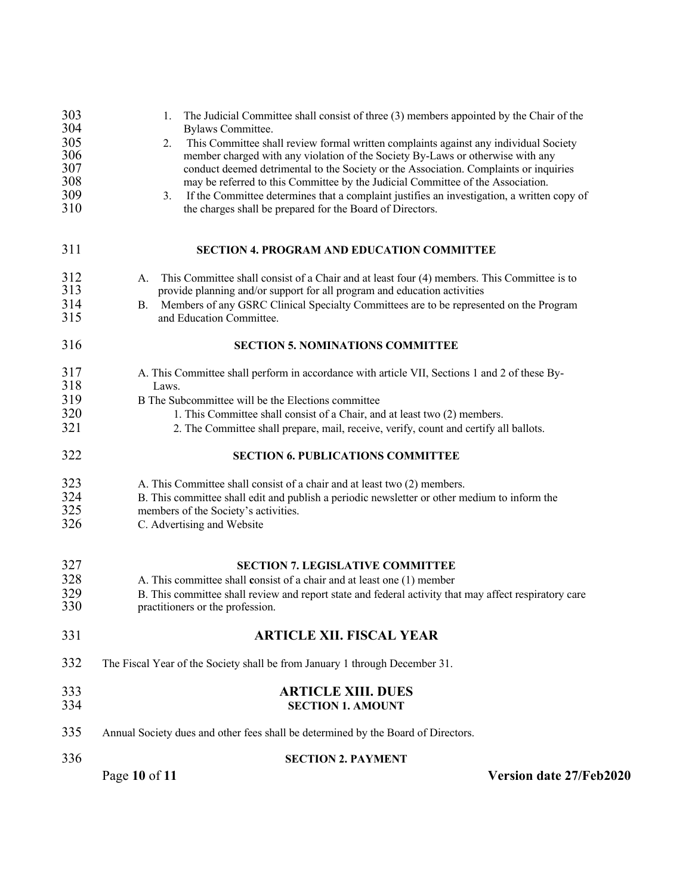1. The Judicial Committee shall consist of three (3) members appointed by the Chair of the Bylaws Committee.
2. This Committee shall review formal written complaints against any individual Society member charged with any violation of the Society By-Laws or otherwise with any conduct deemed detrimental to the Society or the Association. Complaints or inquiries may be referred to this Committee by the Judicial Committee of the Association.
3. If the Committee determines that a complaint justifies an investigation, a written copy of the charges shall be prepared for the Board of Directors.

### SECTION 4. PROGRAM AND EDUCATION COMMITTEE

A. This Committee shall consist of a Chair and at least four (4) members. This Committee is to provide planning and/or support for all program and education activities

B. Members of any GSRC Clinical Specialty Committees are to be represented on the Program and Education Committee.

### SECTION 5. NOMINATIONS COMMITTEE

A. This Committee shall perform in accordance with article VII, Sections 1 and 2 of these By-Laws.

B The Subcommittee will be the Elections committee

1. This Committee shall consist of a Chair, and at least two (2) members.
2. The Committee shall prepare, mail, receive, verify, count and certify all ballots.

### SECTION 6. PUBLICATIONS COMMITTEE

A. This Committee shall consist of a chair and at least two (2) members.

B. This committee shall edit and publish a periodic newsletter or other medium to inform the members of the Society's activities.

C. Advertising and Website

### SECTION 7. LEGISLATIVE COMMITTEE

A. This committee shall **c**onsist of a chair and at least one (1) member

B. This committee shall review and report state and federal activity that may affect respiratory care practitioners or the profession.

## ARTICLE XII. FISCAL YEAR

The Fiscal Year of the Society shall be from January 1 through December 31.

## ARTICLE XIII. DUES

### SECTION 1. AMOUNT

Annual Society dues and other fees shall be determined by the Board of Directors.

### SECTION 2. PAYMENT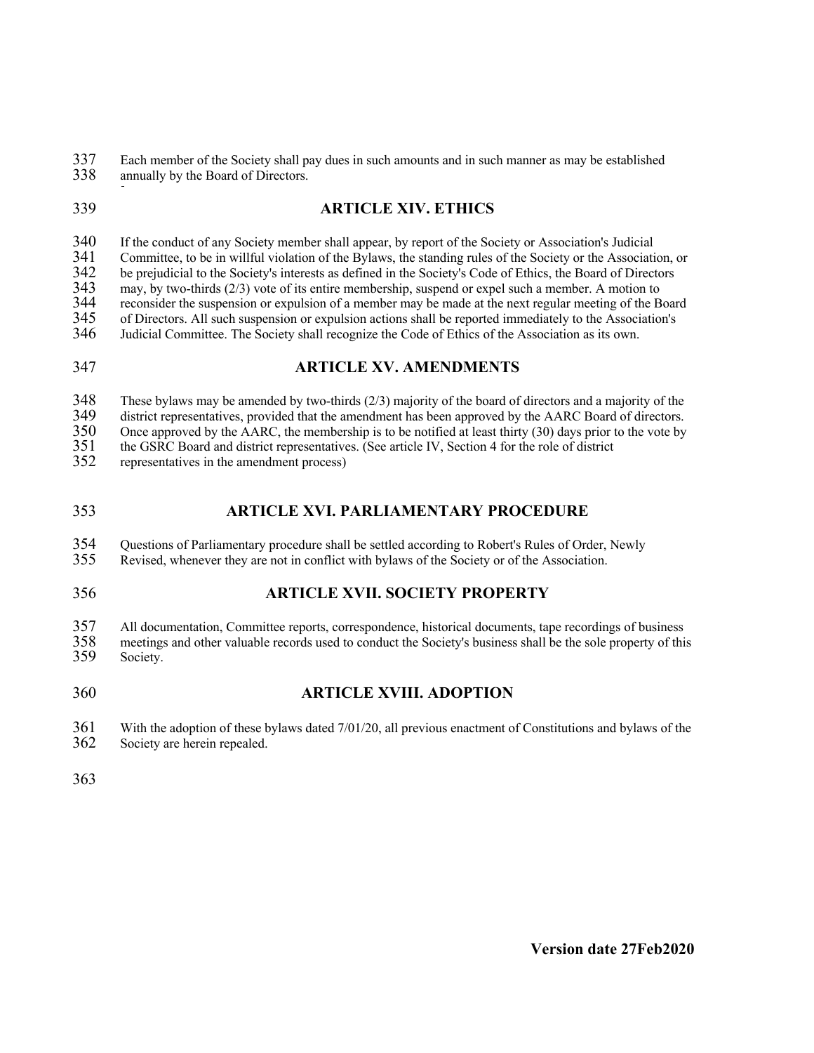Each member of the Society shall pay dues in such amounts and in such manner as may be established annually by the Board of Directors.

## ARTICLE XIV. ETHICS

If the conduct of any Society member shall appear, by report of the Society or Association's Judicial Committee, to be in willful violation of the Bylaws, the standing rules of the Society or the Association, or be prejudicial to the Society's interests as defined in the Society's Code of Ethics, the Board of Directors may, by two-thirds (2/3) vote of its entire membership, suspend or expel such a member. A motion to reconsider the suspension or expulsion of a member may be made at the next regular meeting of the Board of Directors. All such suspension or expulsion actions shall be reported immediately to the Association's Judicial Committee. The Society shall recognize the Code of Ethics of the Association as its own.

## ARTICLE XV. AMENDMENTS

These bylaws may be amended by two-thirds (2/3) majority of the board of directors and a majority of the district representatives, provided that the amendment has been approved by the AARC Board of directors. Once approved by the AARC, the membership is to be notified at least thirty (30) days prior to the vote by the GSRC Board and district representatives. (See article IV, Section 4 for the role of district representatives in the amendment process)

## ARTICLE XVI. PARLIAMENTARY PROCEDURE

Questions of Parliamentary procedure shall be settled according to Robert's Rules of Order, Newly Revised, whenever they are not in conflict with bylaws of the Society or of the Association.

## ARTICLE XVII. SOCIETY PROPERTY

All documentation, Committee reports, correspondence, historical documents, tape recordings of business meetings and other valuable records used to conduct the Society's business shall be the sole property of this Society.

## ARTICLE XVIII. ADOPTION

With the adoption of these bylaws dated 7/01/20, all previous enactment of Constitutions and bylaws of the Society are herein repealed.

**Version date 27Feb2020**